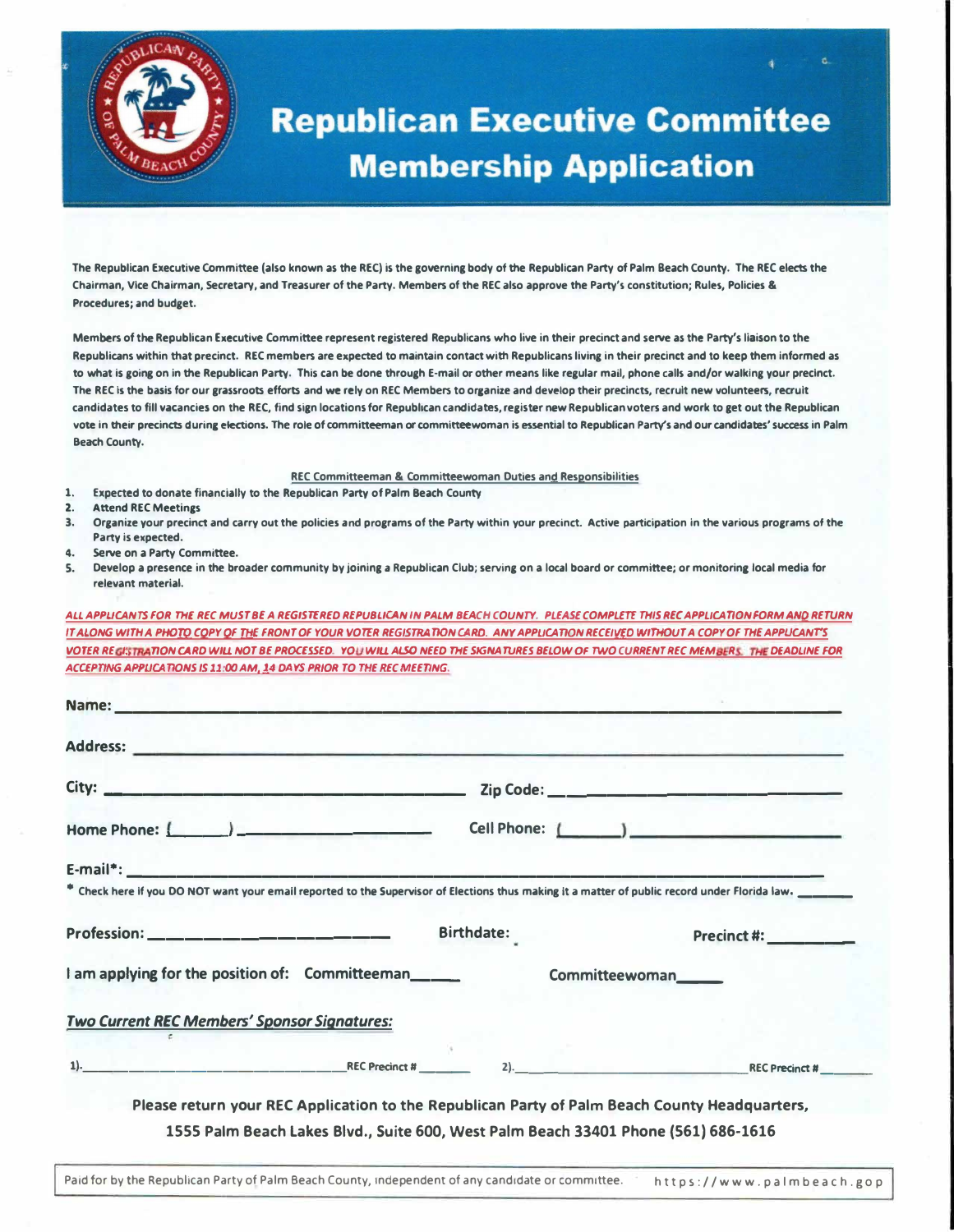# Republican Executive Committee Membership Application

The Republican Executive Committee (also known as the REC) is the governing body of the Republican Party of Palm Beach County. The REC elects the Chairman, Vice Chairman, Secretary, and Treasurer of the Party. Members of the REC also approve the Party's constitution; Rules, Policies & Procedures; and budget.

Members of the Republican Executive Committee represent registered Republicans who live in their precinct and serve as the Party's liaison to the Republicans within that precinct. REC members are expected to maintain contact with Republicans living in their precinct and to keep them informed as to what is going on in the Republican Party. This can be done through E-mail or other means like regular mail, phone calls and/or walking your precinct. The REC is the basis for our grassroots efforts and we rely on REC Members to organize and develop their precincts, recruit new volunteers, recruit candidates to fill vacancies on the REC, find sign locations for Republican candidates, register new Republican voters and work to get out the Republican vote in their precincts during elections. The role of committeeman or committeewoman is essential to Republican Party's and our candidates' success in Palm Beach County.

### REC Committeeman & Committeewoman Duties and Responsibilities

1. Expected to donate financially to the Republican Party of Palm Beach County
2. Attend REC Meetings
3. Organize your precinct and carry out the policies and programs of the Party within your precinct. Active participation in the various programs of the Party is expected.
4. Serve on a Party Committee.
5. Develop a presence in the broader community by joining a Republican Club; serving on a local board or committee; or monitoring local media for relevant material.

***ALL APPLICANTS FOR THE REC MUST BE A REGISTERED REPUBLICAN IN PALM BEACH COUNTY. PLEASE COMPLETE THIS REC APPLICATION FORM AND RETURN IT ALONG WITH A PHOTO COPY OF THE FRONT OF YOUR VOTER REGISTRATION CARD. ANY APPLICATION RECEIVED WITHOUT A COPY OF THE APPLICANT'S VOTER REGISTRATION CARD WILL NOT BE PROCESSED. YOU WILL ALSO NEED THE SIGNATURES BELOW OF TWO CURRENT REC MEMBERS. THE DEADLINE FOR ACCEPTING APPLICATIONS IS 11:00 AM, 14 DAYS PRIOR TO THE REC MEETING.***

**Name:** ______________________________

**Address:** ______________________________

**City:** ____________________ **Zip Code:** ____________________

**Home Phone:** (____) ____________________ **Cell Phone:** (____) ____________________

**E-mail*:** ______________________________

\* Check here if you DO NOT want your email reported to the Supervisor of Elections thus making it a matter of public record under Florida law. ______

**Profession:** ____________________ **Birthdate:** **Precinct #:** __________

**I am applying for the position of:** **Committeeman**______ **Committeewoman**______

***Two Current REC Members' Sponsor Signatures:***

1). ______________________________ REC Precinct # ________ 2). ______________________________ REC Precinct # ________

**Please return your REC Application to the Republican Party of Palm Beach County Headquarters, 1555 Palm Beach Lakes Blvd., Suite 600, West Palm Beach 33401 Phone (561) 686-1616**

Paid for by the Republican Party of Palm Beach County, independent of any candidate or committee. https://www.palmbeach.gop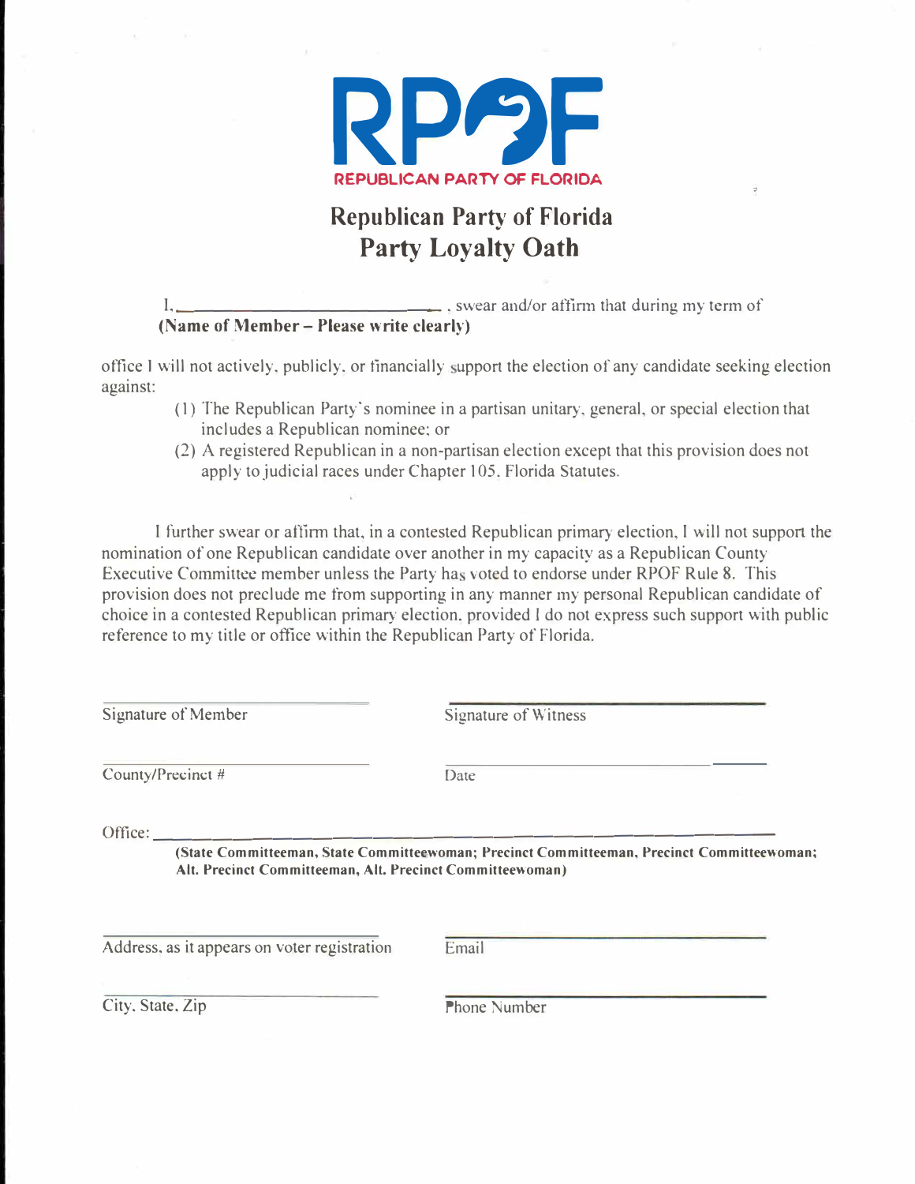RPOF

REPUBLICAN PARTY OF FLORIDA

# Republican Party of Florida
# Party Loyalty Oath

I, ______________________________, swear and/or affirm that during my term of
**(Name of Member – Please write clearly)**

office I will not actively, publicly, or financially support the election of any candidate seeking election against:

(1) The Republican Party's nominee in a partisan unitary, general, or special election that includes a Republican nominee; or

(2) A registered Republican in a non-partisan election except that this provision does not apply to judicial races under Chapter 105, Florida Statutes.

I further swear or affirm that, in a contested Republican primary election, I will not support the nomination of one Republican candidate over another in my capacity as a Republican County Executive Committee member unless the Party has voted to endorse under RPOF Rule 8. This provision does not preclude me from supporting in any manner my personal Republican candidate of choice in a contested Republican primary election, provided I do not express such support with public reference to my title or office within the Republican Party of Florida.

______________________________ Signature of Member

______________________________ Signature of Witness

______________________________ County/Precinct #

______________________________ Date

Office: ______________________________
**(State Committeeman, State Committeewoman; Precinct Committeeman, Precinct Committeewoman; Alt. Precinct Committeeman, Alt. Precinct Committeewoman)**

______________________________ Address, as it appears on voter registration

______________________________ Email

______________________________ City, State, Zip

______________________________ Phone Number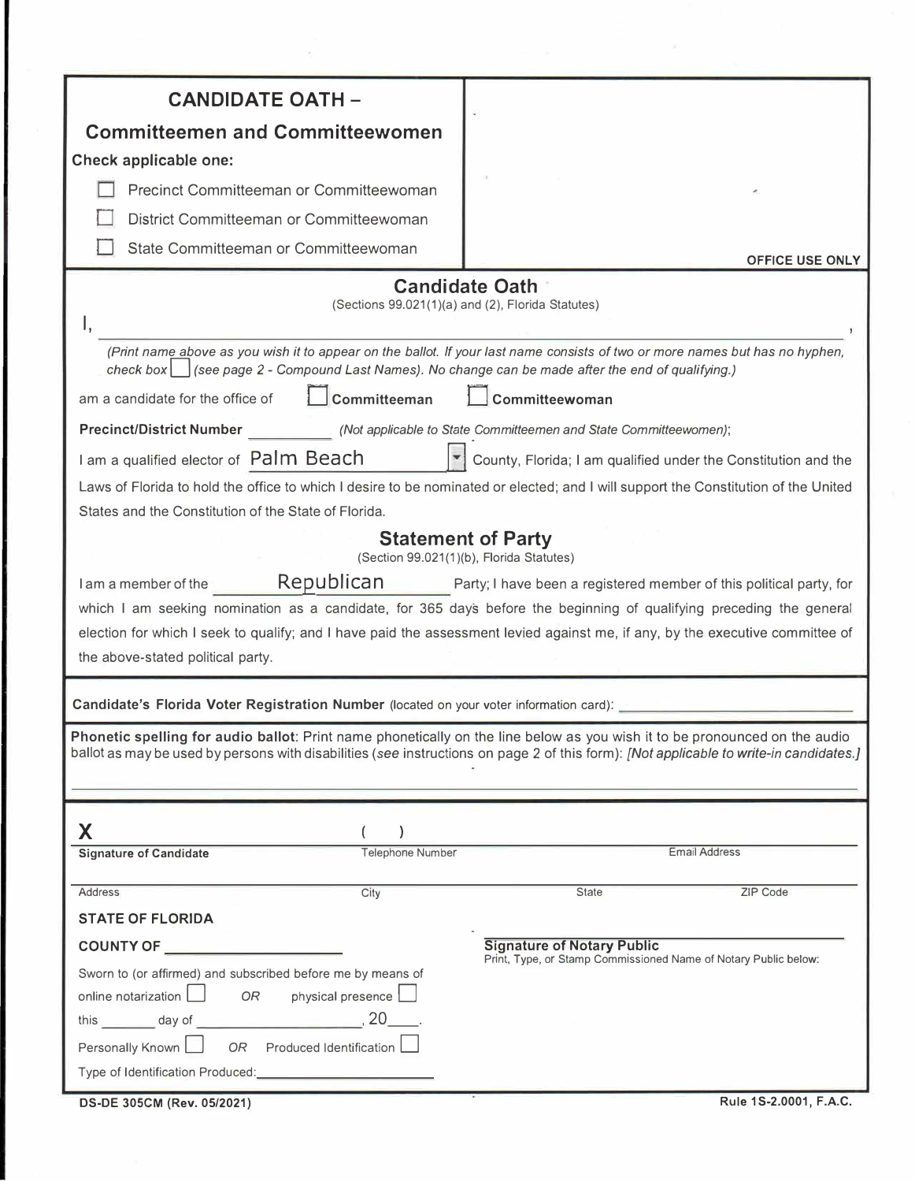# CANDIDATE OATH – Committeemen and Committeewomen

**Check applicable one:**

- ☐ Precinct Committeeman or Committeewoman
- ☐ District Committeeman or Committeewoman
- ☐ State Committeeman or Committeewoman

**OFFICE USE ONLY**

## Candidate Oath

(Sections 99.021(1)(a) and (2), Florida Statutes)

I, \_\_\_\_\_\_\_\_\_\_\_\_\_\_\_\_\_\_\_\_\_\_\_\_\_\_\_\_\_\_\_\_\_\_\_\_\_\_\_\_,

*(Print name above as you wish it to appear on the ballot. If your last name consists of two or more names but has no hyphen, check box ☐ (see page 2 - Compound Last Names). No change can be made after the end of qualifying.)*

am a candidate for the office of ☐ **Committeeman** ☐ **Committeewoman**

**Precinct/District Number** \_\_\_\_\_\_\_\_\_\_ *(Not applicable to State Committeemen and State Committeewomen)*;

I am a qualified elector of Palm Beach County, Florida; I am qualified under the Constitution and the Laws of Florida to hold the office to which I desire to be nominated or elected; and I will support the Constitution of the United States and the Constitution of the State of Florida.

## Statement of Party

(Section 99.021(1)(b), Florida Statutes)

I am a member of the Republican Party; I have been a registered member of this political party, for which I am seeking nomination as a candidate, for 365 days before the beginning of qualifying preceding the general election for which I seek to qualify; and I have paid the assessment levied against me, if any, by the executive committee of the above-stated political party.

**Candidate's Florida Voter Registration Number** (located on your voter information card): \_\_\_\_\_\_\_\_\_\_\_\_\_\_\_\_\_\_\_\_

**Phonetic spelling for audio ballot**: Print name phonetically on the line below as you wish it to be pronounced on the audio ballot as may be used by persons with disabilities (*see* instructions on page 2 of this form): *[Not applicable to write-in candidates.]*

\_\_\_\_\_\_\_\_\_\_\_\_\_\_\_\_\_\_\_\_\_\_\_\_\_\_\_\_\_\_\_\_\_\_\_\_\_\_\_\_

**X** \_\_\_\_\_\_\_\_\_\_\_\_\_\_\_\_\_\_\_\_ ( ) \_\_\_\_\_\_\_\_\_\_\_\_\_\_\_\_\_\_\_\_ \_\_\_\_\_\_\_\_\_\_\_\_\_\_\_\_\_\_\_\_

**Signature of Candidate** | Telephone Number | Email Address

\_\_\_\_\_\_\_\_\_\_\_\_\_\_\_\_\_\_\_\_\_\_\_\_\_\_\_\_\_\_\_\_\_\_\_\_\_\_\_\_

Address | City | State | ZIP Code

**STATE OF FLORIDA**

**COUNTY OF** \_\_\_\_\_\_\_\_\_\_\_\_\_\_\_\_\_\_\_\_

Sworn to (or affirmed) and subscribed before me by means of online notarization ☐ *OR* physical presence ☐

this \_\_\_\_\_\_\_ day of \_\_\_\_\_\_\_\_\_\_\_\_\_\_\_\_\_\_\_\_, 20\_\_\_\_.

Personally Known ☐ *OR* Produced Identification ☐

Type of Identification Produced: \_\_\_\_\_\_\_\_\_\_\_\_\_\_\_\_\_\_\_\_

\_\_\_\_\_\_\_\_\_\_\_\_\_\_\_\_\_\_\_\_\_\_\_\_\_\_\_\_\_\_\_\_\_\_\_\_\_\_\_\_

**Signature of Notary Public**

Print, Type, or Stamp Commissioned Name of Notary Public below:

**DS-DE 305CM (Rev. 05/2021)** | **Rule 1S-2.0001, F.A.C.**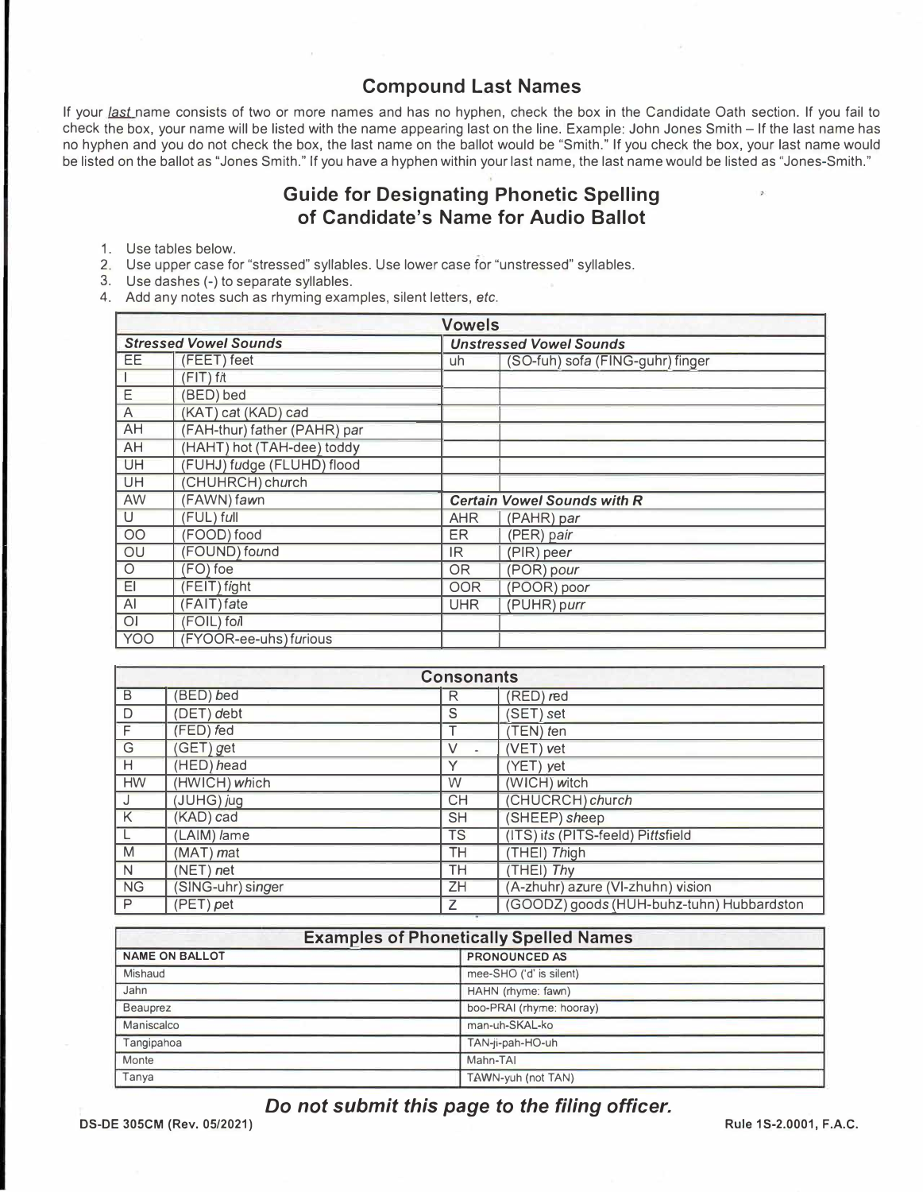## Compound Last Names

If your *last* name consists of two or more names and has no hyphen, check the box in the Candidate Oath section. If you fail to check the box, your name will be listed with the name appearing last on the line. Example: John Jones Smith – If the last name has no hyphen and you do not check the box, the last name on the ballot would be "Smith." If you check the box, your last name would be listed on the ballot as "Jones Smith." If you have a hyphen within your last name, the last name would be listed as "Jones-Smith."

## Guide for Designating Phonetic Spelling of Candidate's Name for Audio Ballot

1. Use tables below.
2. Use upper case for "stressed" syllables. Use lower case for "unstressed" syllables.
3. Use dashes (-) to separate syllables.
4. Add any notes such as rhyming examples, silent letters, *etc.*

| Vowels | | | |
|---|---|---|---|
| ***Stressed Vowel Sounds*** | | ***Unstressed Vowel Sounds*** | |
| EE | (FEET) feet | uh | (SO-fuh) sofa (FING-guhr) finger |
| I | (FIT) f*i*t | | |
| E | (BED) bed | | |
| A | (KAT) cat (KAD) cad | | |
| AH | (FAH-thur) father (PAHR) par | | |
| AH | (HAHT) hot (TAH-dee) toddy | | |
| UH | (FUHJ) fudge (FLUHD) flood | | |
| UH | (CHUHRCH) church | | |
| AW | (FAWN) fawn | ***Certain Vowel Sounds with R*** | |
| U | (FUL) full | AHR | (PAHR) *par* |
| OO | (FOOD) food | ER | (PER) *pair* |
| OU | (FOUND) found | IR | (PIR) peer |
| O | (FO) foe | OR | (POR) *pour* |
| EI | (FEIT) fight | OOR | (POOR) poor |
| AI | (FAIT) fate | UHR | (PUHR) *purr* |
| OI | (FOIL) foil | | |
| YOO | (FYOOR-ee-uhs) furious | | |

| Consonants | | | |
|---|---|---|---|
| B | (BED) *bed* | R | (RED) *red* |
| D | (DET) *debt* | S | (SET) *set* |
| F | (FED) *fed* | T | (TEN) *ten* |
| G | (GET) *get* | V | (VET) *vet* |
| H | (HED) *head* | Y | (YET) *yet* |
| HW | (HWICH) *which* | W | (WICH) *witch* |
| J | (JUHG) *jug* | CH | (CHUCRCH) *church* |
| K | (KAD) cad | SH | (SHEEP) *sheep* |
| L | (LAIM) *lame* | TS | (ITS) *its* (PITS-feeld) P*itts*field |
| M | (MAT) *mat* | TH | (THEI) *Thigh* |
| N | (NET) *net* | TH | (THEI) *Thy* |
| NG | (SING-uhr) si*ng*er | ZH | (A-zhuhr) azure (VI-zhuhn) vision |
| P | (PET) *pet* | Z | (GOODZ) goo*ds* (HUH-buhz-tuhn) Hubbardston |

| Examples of Phonetically Spelled Names | |
|---|---|
| **NAME ON BALLOT** | **PRONOUNCED AS** |
| Mishaud | mee-SHO ('d' is silent) |
| Jahn | HAHN (rhyme: fawn) |
| Beauprez | boo-PRAI (rhyme: hooray) |
| Maniscalco | man-uh-SKAL-ko |
| Tangipahoa | TAN-ji-pah-HO-uh |
| Monte | Mahn-TAI |
| Tanya | TAWN-yuh (not TAN) |

***Do not submit this page to the filing officer.***

DS-DE 305CM (Rev. 05/2021)

Rule 1S-2.0001, F.A.C.